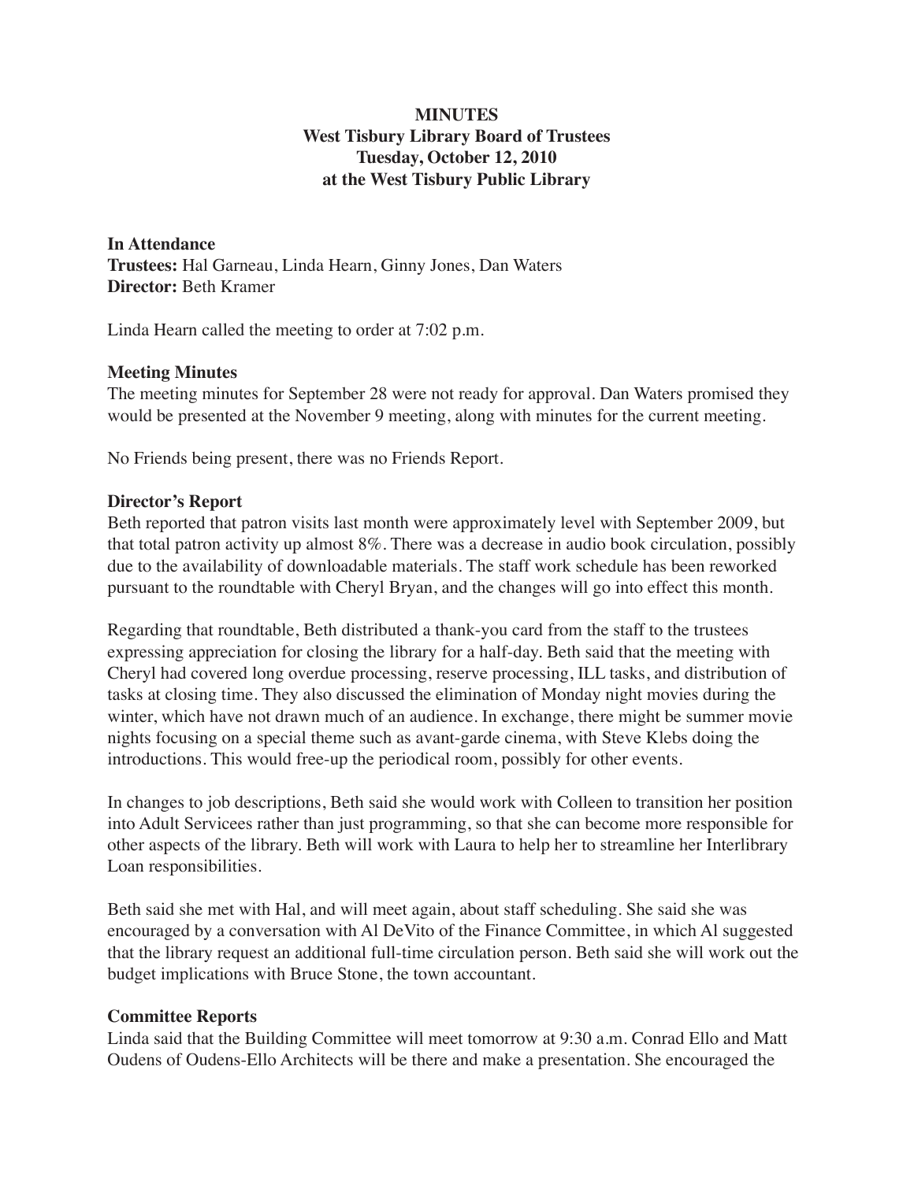**MINUTES**
**West Tisbury Library Board of Trustees**
**Tuesday, October 12, 2010**
**at the West Tisbury Public Library**

**In Attendance**
**Trustees:** Hal Garneau, Linda Hearn, Ginny Jones, Dan Waters
**Director:** Beth Kramer

Linda Hearn called the meeting to order at 7:02 p.m.

**Meeting Minutes**
The meeting minutes for September 28 were not ready for approval. Dan Waters promised they would be presented at the November 9 meeting, along with minutes for the current meeting.

No Friends being present, there was no Friends Report.

**Director's Report**
Beth reported that patron visits last month were approximately level with September 2009, but that total patron activity up almost 8%. There was a decrease in audio book circulation, possibly due to the availability of downloadable materials. The staff work schedule has been reworked pursuant to the roundtable with Cheryl Bryan, and the changes will go into effect this month.

Regarding that roundtable, Beth distributed a thank-you card from the staff to the trustees expressing appreciation for closing the library for a half-day. Beth said that the meeting with Cheryl had covered long overdue processing, reserve processing, ILL tasks, and distribution of tasks at closing time. They also discussed the elimination of Monday night movies during the winter, which have not drawn much of an audience. In exchange, there might be summer movie nights focusing on a special theme such as avant-garde cinema, with Steve Klebs doing the introductions. This would free-up the periodical room, possibly for other events.

In changes to job descriptions, Beth said she would work with Colleen to transition her position into Adult Servicees rather than just programming, so that she can become more responsible for other aspects of the library. Beth will work with Laura to help her to streamline her Interlibrary Loan responsibilities.

Beth said she met with Hal, and will meet again, about staff scheduling. She said she was encouraged by a conversation with Al DeVito of the Finance Committee, in which Al suggested that the library request an additional full-time circulation person. Beth said she will work out the budget implications with Bruce Stone, the town accountant.

**Committee Reports**
Linda said that the Building Committee will meet tomorrow at 9:30 a.m. Conrad Ello and Matt Oudens of Oudens-Ello Architects will be there and make a presentation. She encouraged the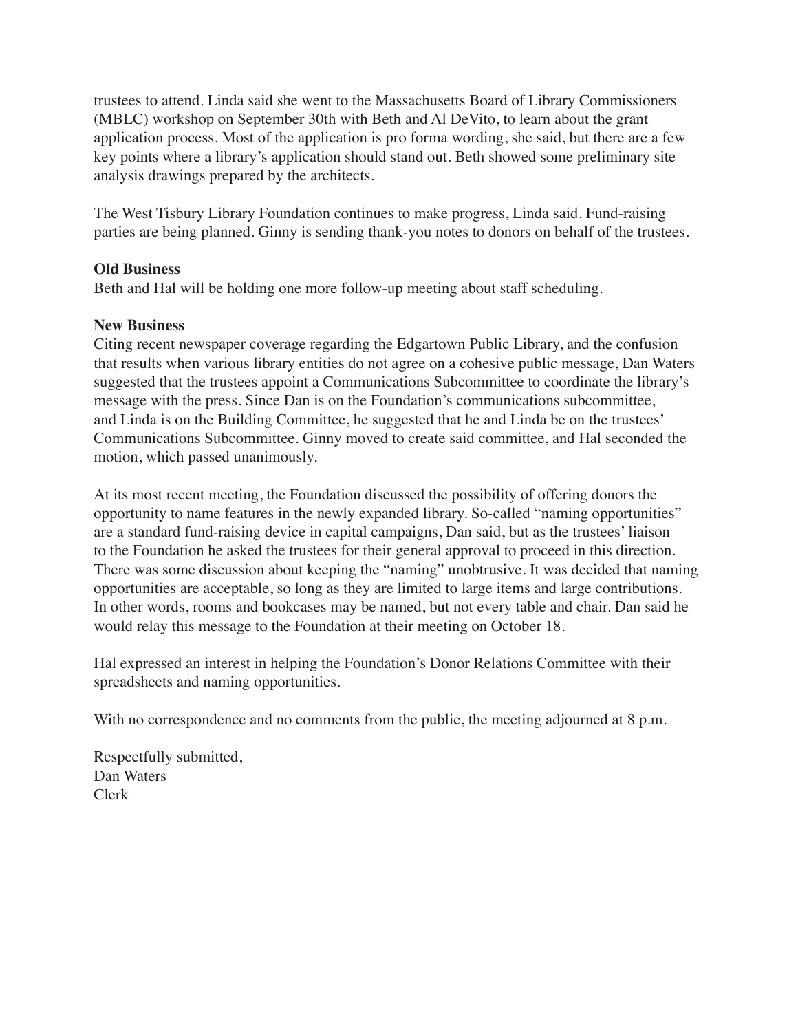trustees to attend. Linda said she went to the Massachusetts Board of Library Commissioners (MBLC) workshop on September 30th with Beth and Al DeVito, to learn about the grant application process. Most of the application is pro forma wording, she said, but there are a few key points where a library's application should stand out. Beth showed some preliminary site analysis drawings prepared by the architects.

The West Tisbury Library Foundation continues to make progress, Linda said. Fund-raising parties are being planned. Ginny is sending thank-you notes to donors on behalf of the trustees.

**Old Business**

Beth and Hal will be holding one more follow-up meeting about staff scheduling.

**New Business**

Citing recent newspaper coverage regarding the Edgartown Public Library, and the confusion that results when various library entities do not agree on a cohesive public message, Dan Waters suggested that the trustees appoint a Communications Subcommittee to coordinate the library's message with the press. Since Dan is on the Foundation's communications subcommittee, and Linda is on the Building Committee, he suggested that he and Linda be on the trustees' Communications Subcommittee. Ginny moved to create said committee, and Hal seconded the motion, which passed unanimously.

At its most recent meeting, the Foundation discussed the possibility of offering donors the opportunity to name features in the newly expanded library. So-called "naming opportunities" are a standard fund-raising device in capital campaigns, Dan said, but as the trustees' liaison to the Foundation he asked the trustees for their general approval to proceed in this direction. There was some discussion about keeping the "naming" unobtrusive. It was decided that naming opportunities are acceptable, so long as they are limited to large items and large contributions. In other words, rooms and bookcases may be named, but not every table and chair. Dan said he would relay this message to the Foundation at their meeting on October 18.

Hal expressed an interest in helping the Foundation's Donor Relations Committee with their spreadsheets and naming opportunities.

With no correspondence and no comments from the public, the meeting adjourned at 8 p.m.

Respectfully submitted,
Dan Waters
Clerk